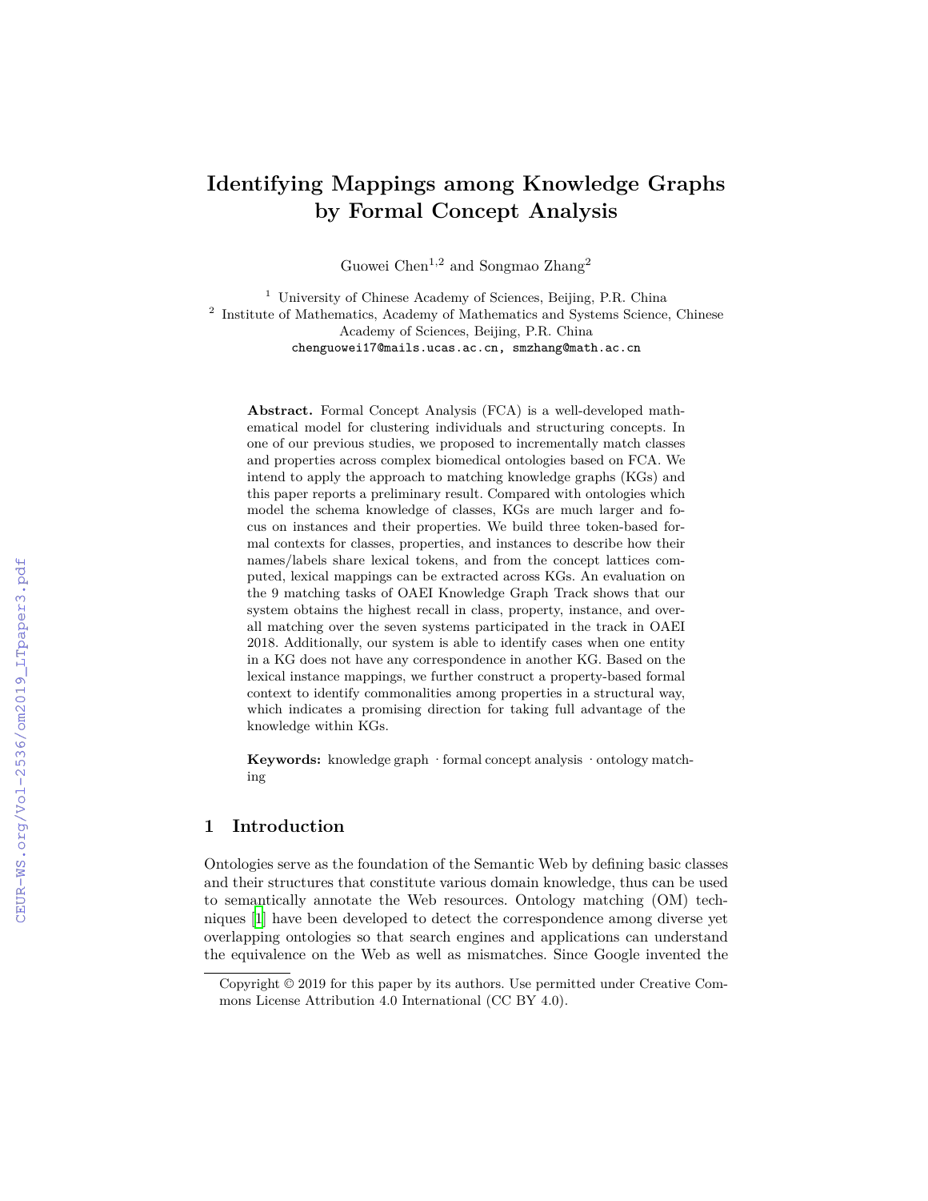# Identifying Mappings among Knowledge Graphs by Formal Concept Analysis

Guowei Chen[1,2] and Songmao Zhang[2]

[1] University of Chinese Academy of Sciences, Beijing, P.R. China
[2] Institute of Mathematics, Academy of Mathematics and Systems Science, Chinese Academy of Sciences, Beijing, P.R. China
chenguowei17@mails.ucas.ac.cn, smzhang@math.ac.cn

**Abstract.** Formal Concept Analysis (FCA) is a well-developed mathematical model for clustering individuals and structuring concepts. In one of our previous studies, we proposed to incrementally match classes and properties across complex biomedical ontologies based on FCA. We intend to apply the approach to matching knowledge graphs (KGs) and this paper reports a preliminary result. Compared with ontologies which model the schema knowledge of classes, KGs are much larger and focus on instances and their properties. We build three token-based formal contexts for classes, properties, and instances to describe how their names/labels share lexical tokens, and from the concept lattices computed, lexical mappings can be extracted across KGs. An evaluation on the 9 matching tasks of OAEI Knowledge Graph Track shows that our system obtains the highest recall in class, property, instance, and overall matching over the seven systems participated in the track in OAEI 2018. Additionally, our system is able to identify cases when one entity in a KG does not have any correspondence in another KG. Based on the lexical instance mappings, we further construct a property-based formal context to identify commonalities among properties in a structural way, which indicates a promising direction for taking full advantage of the knowledge within KGs.

**Keywords:** knowledge graph · formal concept analysis · ontology matching

## 1 Introduction

Ontologies serve as the foundation of the Semantic Web by defining basic classes and their structures that constitute various domain knowledge, thus can be used to semantically annotate the Web resources. Ontology matching (OM) techniques [1] have been developed to detect the correspondence among diverse yet overlapping ontologies so that search engines and applications can understand the equivalence on the Web as well as mismatches. Since Google invented the

Copyright © 2019 for this paper by its authors. Use permitted under Creative Commons License Attribution 4.0 International (CC BY 4.0).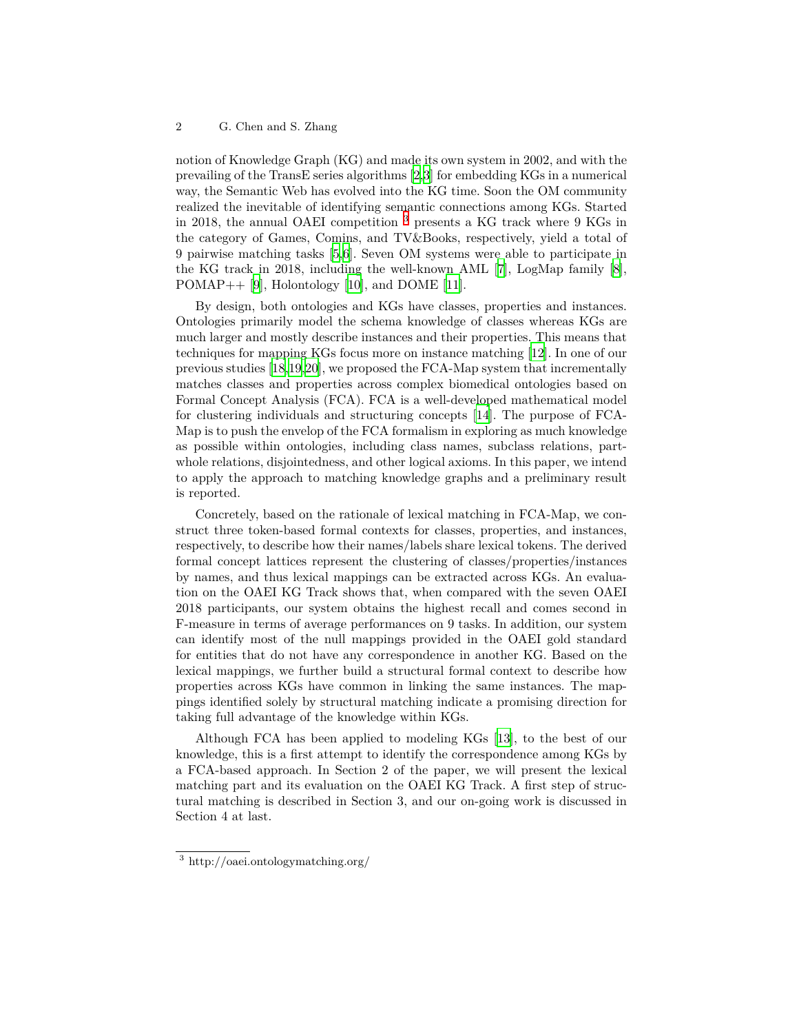notion of Knowledge Graph (KG) and made its own system in 2002, and with the prevailing of the TransE series algorithms [2,3] for embedding KGs in a numerical way, the Semantic Web has evolved into the KG time. Soon the OM community realized the inevitable of identifying semantic connections among KGs. Started in 2018, the annual OAEI competition [3] presents a KG track where 9 KGs in the category of Games, Comins, and TV&Books, respectively, yield a total of 9 pairwise matching tasks [5,6]. Seven OM systems were able to participate in the KG track in 2018, including the well-known AML [7], LogMap family [8], POMAP++ [9], Holontology [10], and DOME [11].

By design, both ontologies and KGs have classes, properties and instances. Ontologies primarily model the schema knowledge of classes whereas KGs are much larger and mostly describe instances and their properties. This means that techniques for mapping KGs focus more on instance matching [12]. In one of our previous studies [18,19,20], we proposed the FCA-Map system that incrementally matches classes and properties across complex biomedical ontologies based on Formal Concept Analysis (FCA). FCA is a well-developed mathematical model for clustering individuals and structuring concepts [14]. The purpose of FCA-Map is to push the envelop of the FCA formalism in exploring as much knowledge as possible within ontologies, including class names, subclass relations, part-whole relations, disjointedness, and other logical axioms. In this paper, we intend to apply the approach to matching knowledge graphs and a preliminary result is reported.

Concretely, based on the rationale of lexical matching in FCA-Map, we construct three token-based formal contexts for classes, properties, and instances, respectively, to describe how their names/labels share lexical tokens. The derived formal concept lattices represent the clustering of classes/properties/instances by names, and thus lexical mappings can be extracted across KGs. An evaluation on the OAEI KG Track shows that, when compared with the seven OAEI 2018 participants, our system obtains the highest recall and comes second in F-measure in terms of average performances on 9 tasks. In addition, our system can identify most of the null mappings provided in the OAEI gold standard for entities that do not have any correspondence in another KG. Based on the lexical mappings, we further build a structural formal context to describe how properties across KGs have common in linking the same instances. The mappings identified solely by structural matching indicate a promising direction for taking full advantage of the knowledge within KGs.

Although FCA has been applied to modeling KGs [13], to the best of our knowledge, this is a first attempt to identify the correspondence among KGs by a FCA-based approach. In Section 2 of the paper, we will present the lexical matching part and its evaluation on the OAEI KG Track. A first step of structural matching is described in Section 3, and our on-going work is discussed in Section 4 at last.

[3] http://oaei.ontologymatching.org/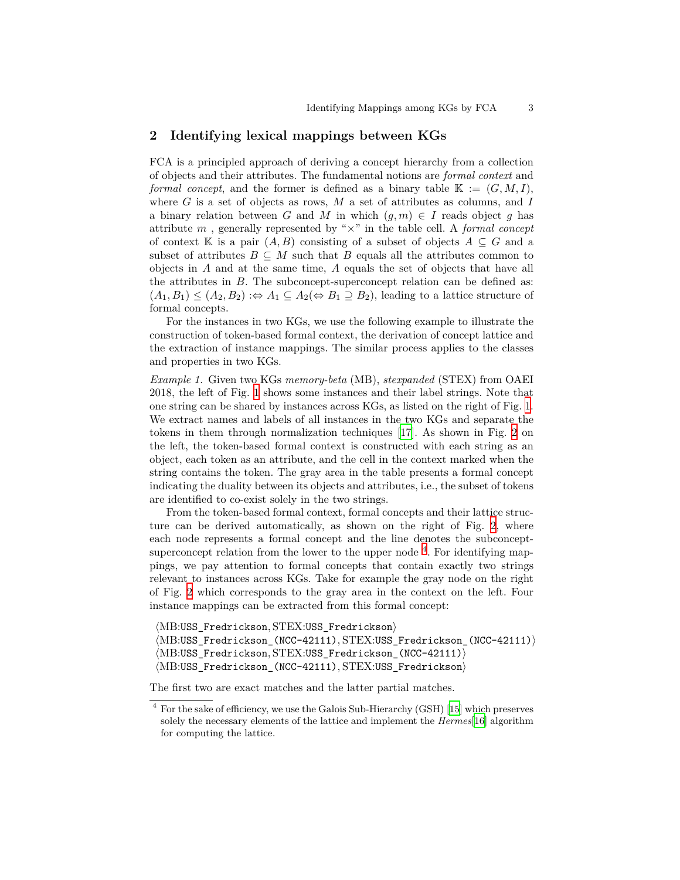## 2 Identifying lexical mappings between KGs

FCA is a principled approach of deriving a concept hierarchy from a collection of objects and their attributes. The fundamental notions are *formal context* and *formal concept*, and the former is defined as a binary table $\mathbb{K} := (G, M, I)$, where $G$ is a set of objects as rows, $M$ a set of attributes as columns, and $I$ a binary relation between $G$ and $M$ in which $(g, m) \in I$ reads object $g$ has attribute $m$ , generally represented by "×" in the table cell. A *formal concept* of context $\mathbb{K}$ is a pair $(A, B)$ consisting of a subset of objects $A \subseteq G$ and a subset of attributes $B \subseteq M$ such that $B$ equals all the attributes common to objects in $A$ and at the same time, $A$ equals the set of objects that have all the attributes in $B$. The subconcept-superconcept relation can be defined as: $(A_1, B_1) \leq (A_2, B_2) :\Leftrightarrow A_1 \subseteq A_2 (\Leftrightarrow B_1 \supseteq B_2)$, leading to a lattice structure of formal concepts.

For the instances in two KGs, we use the following example to illustrate the construction of token-based formal context, the derivation of concept lattice and the extraction of instance mappings. The similar process applies to the classes and properties in two KGs.

*Example 1.* Given two KGs *memory-beta* (MB), *stexpanded* (STEX) from OAEI 2018, the left of Fig. 1 shows some instances and their label strings. Note that one string can be shared by instances across KGs, as listed on the right of Fig. 1. We extract names and labels of all instances in the two KGs and separate the tokens in them through normalization techniques [17]. As shown in Fig. 2 on the left, the token-based formal context is constructed with each string as an object, each token as an attribute, and the cell in the context marked when the string contains the token. The gray area in the table presents a formal concept indicating the duality between its objects and attributes, i.e., the subset of tokens are identified to co-exist solely in the two strings.

From the token-based formal context, formal concepts and their lattice structure can be derived automatically, as shown on the right of Fig. 2, where each node represents a formal concept and the line denotes the subconcept-superconcept relation from the lower to the upper node [4]. For identifying mappings, we pay attention to formal concepts that contain exactly two strings relevant to instances across KGs. Take for example the gray node on the right of Fig. 2 which corresponds to the gray area in the context on the left. Four instance mappings can be extracted from this formal concept:

⟨MB:`USS_Fredrickson`, STEX:`USS_Fredrickson`⟩
⟨MB:`USS_Fredrickson_(NCC-42111)`, STEX:`USS_Fredrickson_(NCC-42111)`⟩
⟨MB:`USS_Fredrickson`, STEX:`USS_Fredrickson_(NCC-42111)`⟩
⟨MB:`USS_Fredrickson_(NCC-42111)`, STEX:`USS_Fredrickson`⟩

The first two are exact matches and the latter partial matches.

[4] For the sake of efficiency, we use the Galois Sub-Hierarchy (GSH) [15] which preserves solely the necessary elements of the lattice and implement the *Hermes*[16] algorithm for computing the lattice.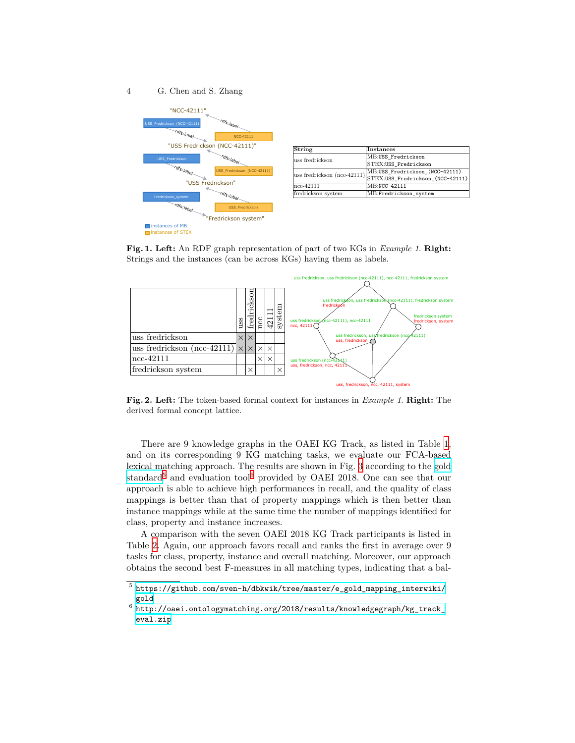"NCC-42111"

USS_Fredrickson_(NCC-42111)

rdfs:label

NCC-42111

rdfs:label

"USS Fredrickson (NCC-42111)"

USS_Fredrickson

rdfs:label

USS_Fredrickson_(NCC-42111)

rdfs:label

"USS Fredrickson"

Fredrickson_system

rdfs:label

USS_Fredrickson

rdfs:label

"Fredrickson system"

instances of MB

instances of STEX

| String | Instances |
|---|---|
| uss fredrickson | MB:USS_Fredrickson<br>STEX:USS_Fredrickson |
| uss fredrickson (ncc-42111) | MB:USS_Fredrickson_(NCC-42111)<br>STEX:USS_Fredrickson_(NCC-42111) |
| ncc-42111 | MB:NCC-42111 |
| fredrickson system | MB:Fredrickson_system |

**Fig. 1. Left:** An RDF graph representation of part of two KGs in *Example 1.* **Right:** Strings and the instances (can be across KGs) having them as labels.

| | uss | fredrickson | ncc | 42111 | system |
|---|---|---|---|---|---|
| uss fredrickson | × | × | | | |
| uss fredrickson (ncc-42111) | × | × | × | × | |
| ncc-42111 | | | × | × | |
| fredrickson system | | × | | | × |

uss fredrickson, uss fredrickson (ncc-42111), ncc-42111, fredrickson system

uss fredrickson, uss fredrickson (ncc-42111), fredrickson system
fredrickson

uss fredrickson (ncc-42111), ncc-42111
ncc, 42111

fredrickson system
fredrickson, system

uss fredrickson, uss fredrickson (ncc-42111)
uss, fredrickson

uss fredrickson (ncc-42111)
uss, fredrickson, ncc, 42111

uss, fredrickson, ncc, 42111, system

**Fig. 2. Left:** The token-based formal context for instances in *Example 1.* **Right:** The derived formal concept lattice.

There are 9 knowledge graphs in the OAEI KG Track, as listed in Table 1, and on its corresponding 9 KG matching tasks, we evaluate our FCA-based lexical matching approach. The results are shown in Fig. 3 according to the gold standard[5] and evaluation tool[6] provided by OAEI 2018. One can see that our approach is able to achieve high performances in recall, and the quality of class mappings is better than that of property mappings which is then better than instance mappings while at the same time the number of mappings identified for class, property and instance increases.

A comparison with the seven OAEI 2018 KG Track participants is listed in Table 2. Again, our approach favors recall and ranks the first in average over 9 tasks for class, property, instance and overall matching. Moreover, our approach obtains the second best F-measures in all matching types, indicating that a bal-

[5] https://github.com/sven-h/dbkwik/tree/master/e_gold_mapping_interwiki/gold

[6] http://oaei.ontologymatching.org/2018/results/knowledgegraph/kg_track_eval.zip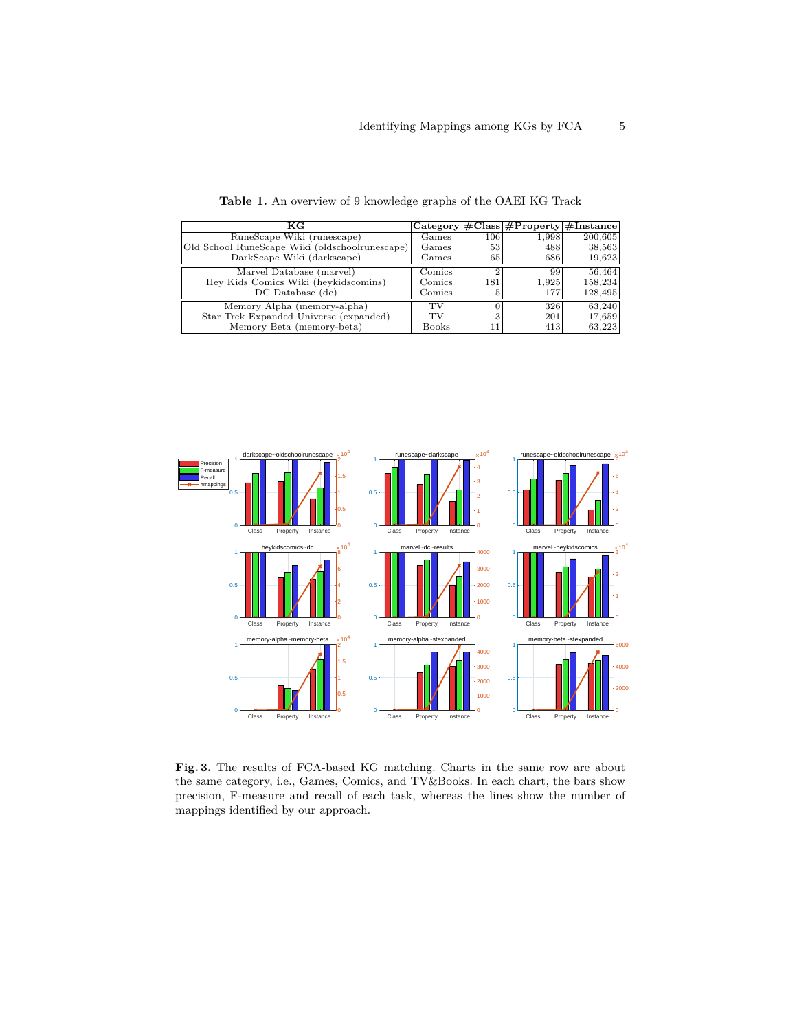**Table 1.** An overview of 9 knowledge graphs of the OAEI KG Track

| KG | Category | #Class | #Property | #Instance |
|---|---|---|---|---|
| RuneScape Wiki (runescape) | Games | 106 | 1,998 | 200,605 |
| Old School RuneScape Wiki (oldschoolrunescape) | Games | 53 | 488 | 38,563 |
| DarkScape Wiki (darkscape) | Games | 65 | 686 | 19,623 |
| Marvel Database (marvel) | Comics | 2 | 99 | 56,464 |
| Hey Kids Comics Wiki (heykidscomins) | Comics | 181 | 1,925 | 158,234 |
| DC Database (dc) | Comics | 5 | 177 | 128,495 |
| Memory Alpha (memory-alpha) | TV | 0 | 326 | 63,240 |
| Star Trek Expanded Universe (expanded) | TV | 3 | 201 | 17,659 |
| Memory Beta (memory-beta) | Books | 11 | 413 | 63,223 |

Precision
F-measure
Recall
#mappings

darkscape~oldschoolrunescape
runescape~darkscape
runescape~oldschoolrunescape
heykidscomics~dc
marvel~dc~results
marvel~heykidscomics
memory-alpha~memory-beta
memory-alpha~stexpanded
memory-beta~stexpanded

Class
Property
Instance

**Fig. 3.** The results of FCA-based KG matching. Charts in the same row are about the same category, i.e., Games, Comics, and TV&Books. In each chart, the bars show precision, F-measure and recall of each task, whereas the lines show the number of mappings identified by our approach.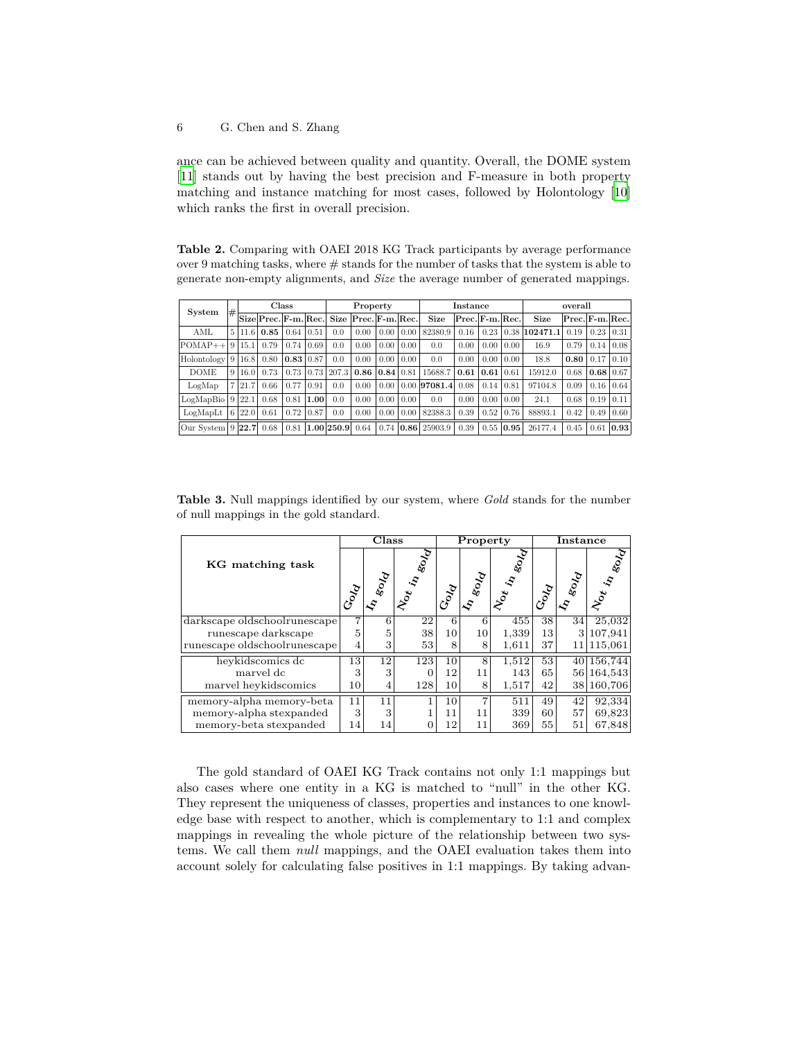ance can be achieved between quality and quantity. Overall, the DOME system [11] stands out by having the best precision and F-measure in both property matching and instance matching for most cases, followed by Holontology [10] which ranks the first in overall precision.

**Table 2.** Comparing with OAEI 2018 KG Track participants by average performance over 9 matching tasks, where # stands for the number of tasks that the system is able to generate non-empty alignments, and *Size* the average number of generated mappings.

| System | # | Class | | | | Property | | | | Instance | | | | overall | | | |
|---|---|---|---|---|---|---|---|---|---|---|---|---|---|---|---|---|---|
| | | Size | Prec. | F-m. | Rec. | Size | Prec. | F-m. | Rec. | Size | Prec. | F-m. | Rec. | Size | Prec. | F-m. | Rec. |
| AML | 5 | 11.6 | **0.85** | 0.64 | 0.51 | 0.0 | 0.00 | 0.00 | 0.00 | 82380.9 | 0.16 | 0.23 | 0.38 | **102471.1** | 0.19 | 0.23 | 0.31 |
| POMAP++ | 9 | 15.1 | 0.79 | 0.74 | 0.69 | 0.0 | 0.00 | 0.00 | 0.00 | 0.0 | 0.00 | 0.00 | 0.00 | 16.9 | 0.79 | 0.14 | 0.08 |
| Holontology | 9 | 16.8 | 0.80 | **0.83** | 0.87 | 0.0 | 0.00 | 0.00 | 0.00 | 0.0 | 0.00 | 0.00 | 0.00 | 18.8 | **0.80** | 0.17 | 0.10 |
| DOME | 9 | 16.0 | 0.73 | 0.73 | 0.73 | 207.3 | **0.86** | **0.84** | 0.81 | 15688.7 | **0.61** | **0.61** | 0.61 | 15912.0 | 0.68 | **0.68** | 0.67 |
| LogMap | 7 | 21.7 | 0.66 | 0.77 | 0.91 | 0.0 | 0.00 | 0.00 | 0.00 | **97081.4** | 0.08 | 0.14 | 0.81 | 97104.8 | 0.09 | 0.16 | 0.64 |
| LogMapBio | 9 | 22.1 | 0.68 | 0.81 | **1.00** | 0.0 | 0.00 | 0.00 | 0.00 | 0.0 | 0.00 | 0.00 | 0.00 | 24.1 | 0.68 | 0.19 | 0.11 |
| LogMapLt | 6 | 22.0 | 0.61 | 0.72 | 0.87 | 0.0 | 0.00 | 0.00 | 0.00 | 82388.3 | 0.39 | 0.52 | 0.76 | 88893.1 | 0.42 | 0.49 | 0.60 |
| Our System | 9 | **22.7** | 0.68 | 0.81 | **1.00** | **250.9** | 0.64 | 0.74 | **0.86** | 25903.9 | 0.39 | 0.55 | **0.95** | 26177.4 | 0.45 | 0.61 | **0.93** |

**Table 3.** Null mappings identified by our system, where *Gold* stands for the number of null mappings in the gold standard.

| KG matching task | Class | | | Property | | | Instance | | |
|---|---|---|---|---|---|---|---|---|---|
| | *Gold* | *In gold* | *Not in gold* | *Gold* | *In gold* | *Not in gold* | *Gold* | *In gold* | *Not in gold* |
| darkscape oldschoolrunescape | 7 | 6 | 22 | 6 | 6 | 455 | 38 | 34 | 25,032 |
| runescape darkscape | 5 | 5 | 38 | 10 | 10 | 1,339 | 13 | 3 | 107,941 |
| runescape oldschoolrunescape | 4 | 3 | 53 | 8 | 8 | 1,611 | 37 | 11 | 115,061 |
| heykidscomics dc | 13 | 12 | 123 | 10 | 8 | 1,512 | 53 | 40 | 156,744 |
| marvel dc | 3 | 3 | 0 | 12 | 11 | 143 | 65 | 56 | 164,543 |
| marvel heykidscomics | 10 | 4 | 128 | 10 | 8 | 1,517 | 42 | 38 | 160,706 |
| memory-alpha memory-beta | 11 | 11 | 1 | 10 | 7 | 511 | 49 | 42 | 92,334 |
| memory-alpha stexpanded | 3 | 3 | 1 | 11 | 11 | 339 | 60 | 57 | 69,823 |
| memory-beta stexpanded | 14 | 14 | 0 | 12 | 11 | 369 | 55 | 51 | 67,848 |

The gold standard of OAEI KG Track contains not only 1:1 mappings but also cases where one entity in a KG is matched to "null" in the other KG. They represent the uniqueness of classes, properties and instances to one knowledge base with respect to another, which is complementary to 1:1 and complex mappings in revealing the whole picture of the relationship between two systems. We call them *null* mappings, and the OAEI evaluation takes them into account solely for calculating false positives in 1:1 mappings. By taking advan-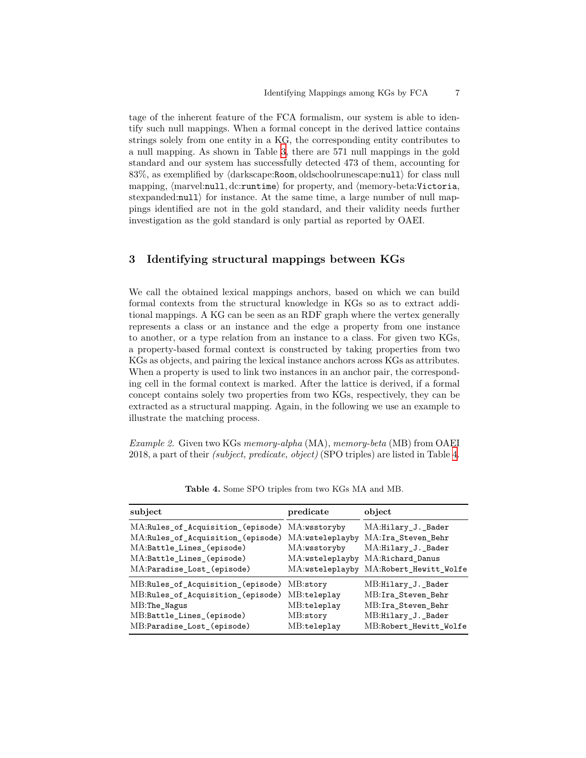tage of the inherent feature of the FCA formalism, our system is able to identify such null mappings. When a formal concept in the derived lattice contains strings solely from one entity in a KG, the corresponding entity contributes to a null mapping. As shown in Table 3, there are 571 null mappings in the gold standard and our system has successfully detected 473 of them, accounting for 83%, as exemplified by ⟨darkscape:`Room`, oldschoolrunescape:`null`⟩ for class null mapping, ⟨marvel:`null`, dc:`runtime`⟩ for property, and ⟨memory-beta:`Victoria`, stexpanded:`null`⟩ for instance. At the same time, a large number of null mappings identified are not in the gold standard, and their validity needs further investigation as the gold standard is only partial as reported by OAEI.

## 3 Identifying structural mappings between KGs

We call the obtained lexical mappings anchors, based on which we can build formal contexts from the structural knowledge in KGs so as to extract additional mappings. A KG can be seen as an RDF graph where the vertex generally represents a class or an instance and the edge a property from one instance to another, or a type relation from an instance to a class. For given two KGs, a property-based formal context is constructed by taking properties from two KGs as objects, and pairing the lexical instance anchors across KGs as attributes. When a property is used to link two instances in an anchor pair, the corresponding cell in the formal context is marked. After the lattice is derived, if a formal concept contains solely two properties from two KGs, respectively, they can be extracted as a structural mapping. Again, in the following we use an example to illustrate the matching process.

*Example 2.* Given two KGs *memory-alpha* (MA), *memory-beta* (MB) from OAEI 2018, a part of their *(subject, predicate, object)* (SPO triples) are listed in Table 4.

**Table 4.** Some SPO triples from two KGs MA and MB.

| subject | predicate | object |
|---|---|---|
| MA:`Rules_of_Acquisition_(episode)` | MA:`wsstoryby` | MA:`Hilary_J._Bader` |
| MA:`Rules_of_Acquisition_(episode)` | MA:`wsteleplayby` | MA:`Ira_Steven_Behr` |
| MA:`Battle_Lines_(episode)` | MA:`wsstoryby` | MA:`Hilary_J._Bader` |
| MA:`Battle_Lines_(episode)` | MA:`wsteleplayby` | MA:`Richard_Danus` |
| MA:`Paradise_Lost_(episode)` | MA:`wsteleplayby` | MA:`Robert_Hewitt_Wolfe` |
| MB:`Rules_of_Acquisition_(episode)` | MB:`story` | MB:`Hilary_J._Bader` |
| MB:`Rules_of_Acquisition_(episode)` | MB:`teleplay` | MB:`Ira_Steven_Behr` |
| MB:`The_Nagus` | MB:`teleplay` | MB:`Ira_Steven_Behr` |
| MB:`Battle_Lines_(episode)` | MB:`story` | MB:`Hilary_J._Bader` |
| MB:`Paradise_Lost_(episode)` | MB:`teleplay` | MB:`Robert_Hewitt_Wolfe` |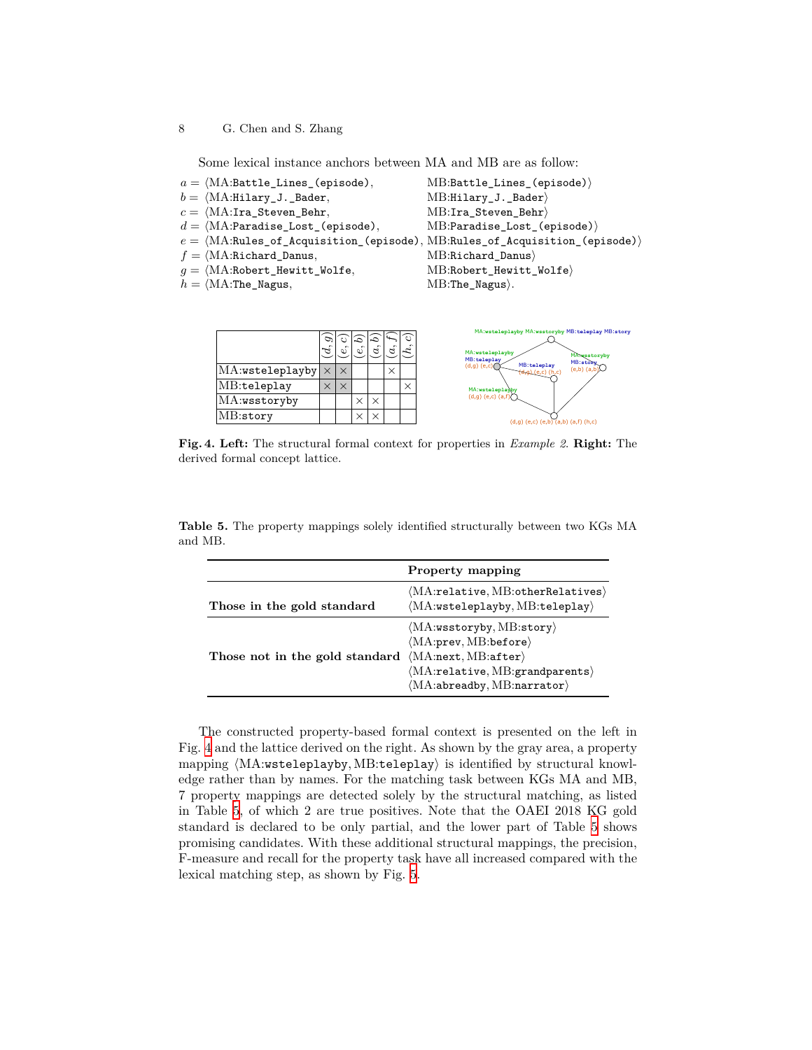Some lexical instance anchors between MA and MB are as follow:

$a = \langle$MA:`Battle_Lines_(episode)`, MB:`Battle_Lines_(episode)`$\rangle$
$b = \langle$MA:`Hilary_J._Bader`, MB:`Hilary_J._Bader`$\rangle$
$c = \langle$MA:`Ira_Steven_Behr`, MB:`Ira_Steven_Behr`$\rangle$
$d = \langle$MA:`Paradise_Lost_(episode)`, MB:`Paradise_Lost_(episode)`$\rangle$
$e = \langle$MA:`Rules_of_Acquisition_(episode)`, MB:`Rules_of_Acquisition_(episode)`$\rangle$
$f = \langle$MA:`Richard_Danus`, MB:`Richard_Danus`$\rangle$
$g = \langle$MA:`Robert_Hewitt_Wolfe`, MB:`Robert_Hewitt_Wolfe`$\rangle$
$h = \langle$MA:`The_Nagus`, MB:`The_Nagus`$\rangle$.

| | $(d,g)$ | $(e,c)$ | $(e,b)$ | $(a,b)$ | $(a,f)$ | $(h,c)$ |
|---|---|---|---|---|---|---|
| MA:wsteleplayby | × | × | | | × | |
| MB:teleplay | × | × | | | | × |
| MA:wsstoryby | | | × | × | | |
| MB:story | | | × | × | | |

MA:wsteleplayby MA:wsstoryby MB:teleplay MB:story
MA:wsteleplayby MB:teleplay (d,g) (e,c)
MB:teleplay (d,g) (e,c) (h,c)
MA:wsstoryby MB:story (e,b) (a,b)
MA:wsteleplayby (d,g) (e,c) (a,f)
(d,g) (e,c) (e,b) (a,b) (a,f) (h,c)

**Fig. 4. Left:** The structural formal context for properties in *Example 2*. **Right:** The derived formal concept lattice.

**Table 5.** The property mappings solely identified structurally between two KGs MA and MB.

| | Property mapping |
|---|---|
| **Those in the gold standard** | $\langle$MA:`relative`, MB:`otherRelatives`$\rangle$<br>$\langle$MA:`wsteleplayby`, MB:`teleplay`$\rangle$ |
| **Those not in the gold standard** | $\langle$MA:`wsstoryby`, MB:`story`$\rangle$<br>$\langle$MA:`prev`, MB:`before`$\rangle$<br>$\langle$MA:`next`, MB:`after`$\rangle$<br>$\langle$MA:`relative`, MB:`grandparents`$\rangle$<br>$\langle$MA:`abreadby`, MB:`narrator`$\rangle$ |

The constructed property-based formal context is presented on the left in Fig. 4 and the lattice derived on the right. As shown by the gray area, a property mapping $\langle$MA:`wsteleplayby`, MB:`teleplay`$\rangle$ is identified by structural knowledge rather than by names. For the matching task between KGs MA and MB, 7 property mappings are detected solely by the structural matching, as listed in Table 5, of which 2 are true positives. Note that the OAEI 2018 KG gold standard is declared to be only partial, and the lower part of Table 5 shows promising candidates. With these additional structural mappings, the precision, F-measure and recall for the property task have all increased compared with the lexical matching step, as shown by Fig. 5.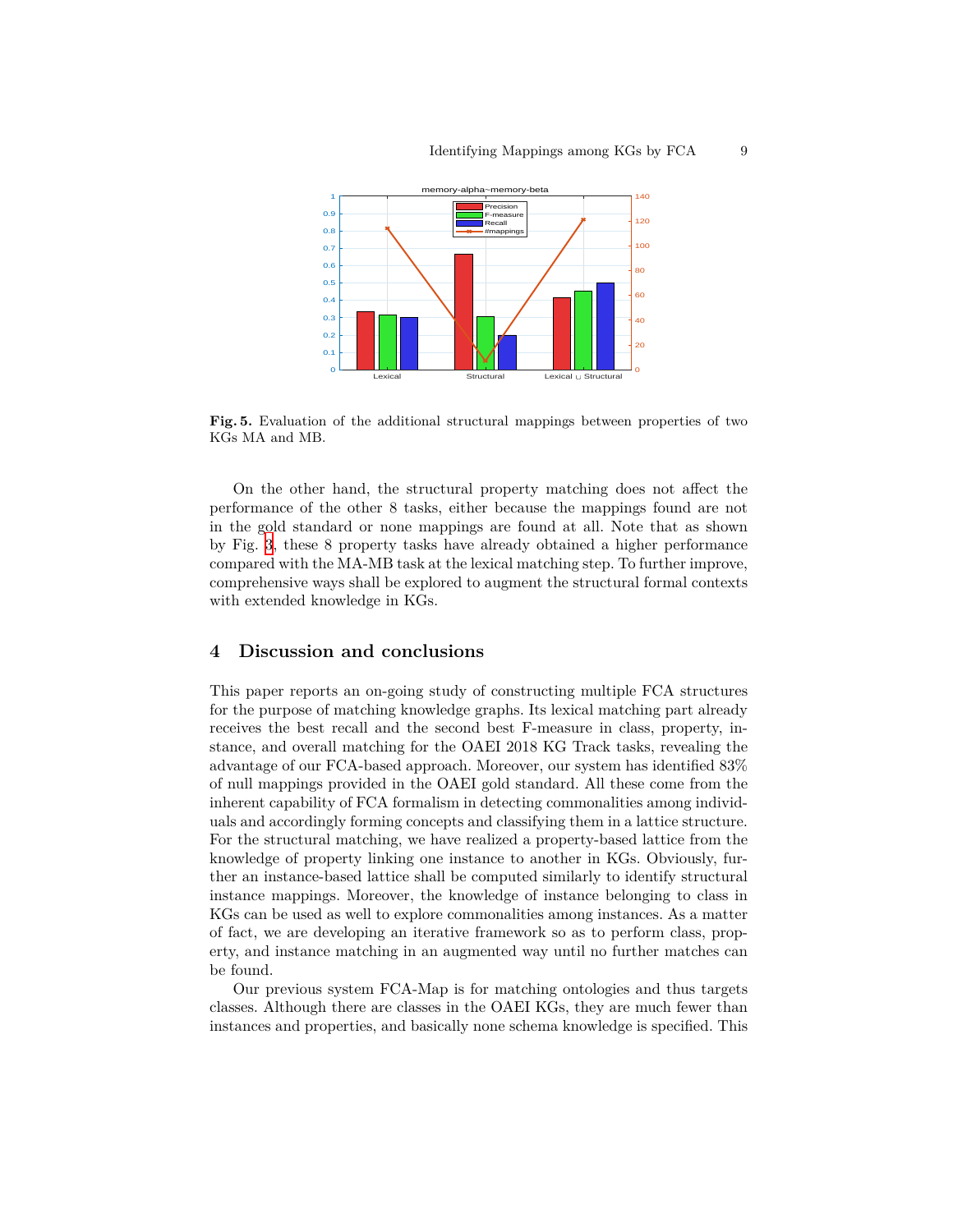memory-alpha~memory-beta

Precision
F-measure
Recall
#mappings

1
0.9
0.8
0.7
0.6
0.5
0.4
0.3
0.2
0.1
0

140
120
100
80
60
40
20
0

Lexical
Structural
Lexical ⊔ Structural

**Fig. 5.** Evaluation of the additional structural mappings between properties of two KGs MA and MB.

On the other hand, the structural property matching does not affect the performance of the other 8 tasks, either because the mappings found are not in the gold standard or none mappings are found at all. Note that as shown by Fig. 3, these 8 property tasks have already obtained a higher performance compared with the MA-MB task at the lexical matching step. To further improve, comprehensive ways shall be explored to augment the structural formal contexts with extended knowledge in KGs.

## 4 Discussion and conclusions

This paper reports an on-going study of constructing multiple FCA structures for the purpose of matching knowledge graphs. Its lexical matching part already receives the best recall and the second best F-measure in class, property, instance, and overall matching for the OAEI 2018 KG Track tasks, revealing the advantage of our FCA-based approach. Moreover, our system has identified 83% of null mappings provided in the OAEI gold standard. All these come from the inherent capability of FCA formalism in detecting commonalities among individuals and accordingly forming concepts and classifying them in a lattice structure. For the structural matching, we have realized a property-based lattice from the knowledge of property linking one instance to another in KGs. Obviously, further an instance-based lattice shall be computed similarly to identify structural instance mappings. Moreover, the knowledge of instance belonging to class in KGs can be used as well to explore commonalities among instances. As a matter of fact, we are developing an iterative framework so as to perform class, property, and instance matching in an augmented way until no further matches can be found.

Our previous system FCA-Map is for matching ontologies and thus targets classes. Although there are classes in the OAEI KGs, they are much fewer than instances and properties, and basically none schema knowledge is specified. This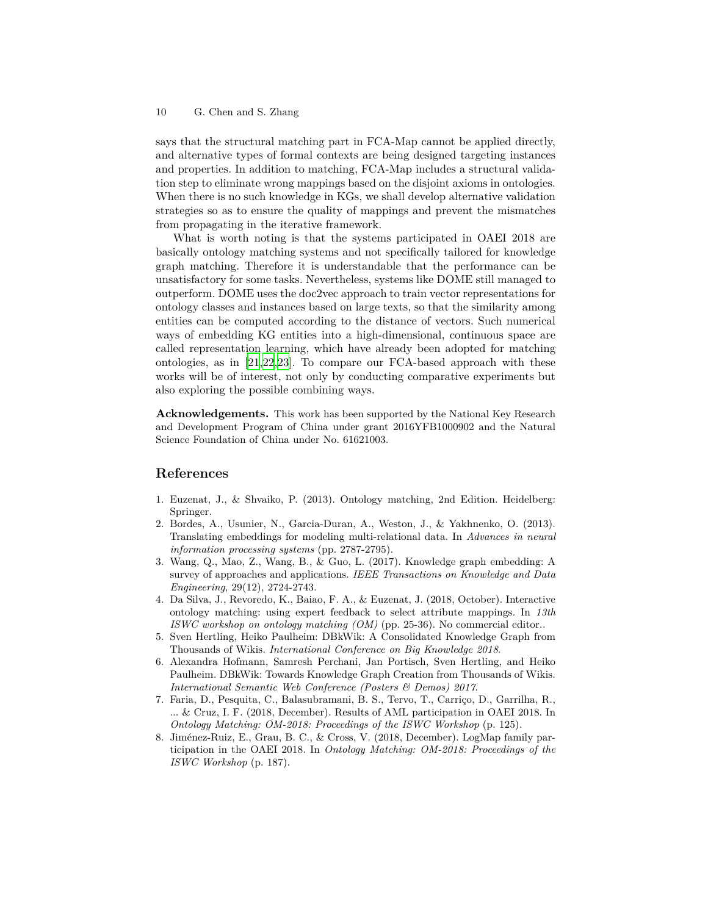says that the structural matching part in FCA-Map cannot be applied directly, and alternative types of formal contexts are being designed targeting instances and properties. In addition to matching, FCA-Map includes a structural validation step to eliminate wrong mappings based on the disjoint axioms in ontologies. When there is no such knowledge in KGs, we shall develop alternative validation strategies so as to ensure the quality of mappings and prevent the mismatches from propagating in the iterative framework.

What is worth noting is that the systems participated in OAEI 2018 are basically ontology matching systems and not specifically tailored for knowledge graph matching. Therefore it is understandable that the performance can be unsatisfactory for some tasks. Nevertheless, systems like DOME still managed to outperform. DOME uses the doc2vec approach to train vector representations for ontology classes and instances based on large texts, so that the similarity among entities can be computed according to the distance of vectors. Such numerical ways of embedding KG entities into a high-dimensional, continuous space are called representation learning, which have already been adopted for matching ontologies, as in [21,22,23]. To compare our FCA-based approach with these works will be of interest, not only by conducting comparative experiments but also exploring the possible combining ways.

**Acknowledgements.** This work has been supported by the National Key Research and Development Program of China under grant 2016YFB1000902 and the Natural Science Foundation of China under No. 61621003.

## References

1. Euzenat, J., & Shvaiko, P. (2013). Ontology matching, 2nd Edition. Heidelberg: Springer.
2. Bordes, A., Usunier, N., Garcia-Duran, A., Weston, J., & Yakhnenko, O. (2013). Translating embeddings for modeling multi-relational data. In *Advances in neural information processing systems* (pp. 2787-2795).
3. Wang, Q., Mao, Z., Wang, B., & Guo, L. (2017). Knowledge graph embedding: A survey of approaches and applications. *IEEE Transactions on Knowledge and Data Engineering*, 29(12), 2724-2743.
4. Da Silva, J., Revoredo, K., Baiao, F. A., & Euzenat, J. (2018, October). Interactive ontology matching: using expert feedback to select attribute mappings. In *13th ISWC workshop on ontology matching (OM)* (pp. 25-36). No commercial editor..
5. Sven Hertling, Heiko Paulheim: DBkWik: A Consolidated Knowledge Graph from Thousands of Wikis. *International Conference on Big Knowledge 2018*.
6. Alexandra Hofmann, Samresh Perchani, Jan Portisch, Sven Hertling, and Heiko Paulheim. DBkWik: Towards Knowledge Graph Creation from Thousands of Wikis. *International Semantic Web Conference (Posters & Demos) 2017*.
7. Faria, D., Pesquita, C., Balasubramani, B. S., Tervo, T., Carriço, D., Garrilha, R., ... & Cruz, I. F. (2018, December). Results of AML participation in OAEI 2018. In *Ontology Matching: OM-2018: Proceedings of the ISWC Workshop* (p. 125).
8. Jiménez-Ruiz, E., Grau, B. C., & Cross, V. (2018, December). LogMap family participation in the OAEI 2018. In *Ontology Matching: OM-2018: Proceedings of the ISWC Workshop* (p. 187).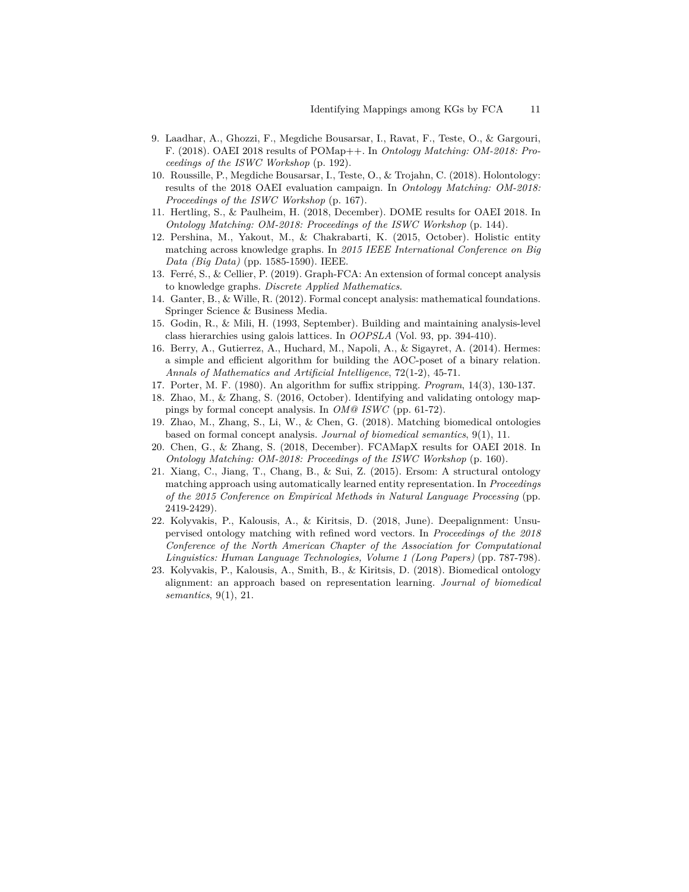9. Laadhar, A., Ghozzi, F., Megdiche Bousarsar, I., Ravat, F., Teste, O., & Gargouri, F. (2018). OAEI 2018 results of POMap++. In *Ontology Matching: OM-2018: Proceedings of the ISWC Workshop* (p. 192).
10. Roussille, P., Megdiche Bousarsar, I., Teste, O., & Trojahn, C. (2018). Holontology: results of the 2018 OAEI evaluation campaign. In *Ontology Matching: OM-2018: Proceedings of the ISWC Workshop* (p. 167).
11. Hertling, S., & Paulheim, H. (2018, December). DOME results for OAEI 2018. In *Ontology Matching: OM-2018: Proceedings of the ISWC Workshop* (p. 144).
12. Pershina, M., Yakout, M., & Chakrabarti, K. (2015, October). Holistic entity matching across knowledge graphs. In *2015 IEEE International Conference on Big Data (Big Data)* (pp. 1585-1590). IEEE.
13. Ferré, S., & Cellier, P. (2019). Graph-FCA: An extension of formal concept analysis to knowledge graphs. *Discrete Applied Mathematics*.
14. Ganter, B., & Wille, R. (2012). Formal concept analysis: mathematical foundations. Springer Science & Business Media.
15. Godin, R., & Mili, H. (1993, September). Building and maintaining analysis-level class hierarchies using galois lattices. In *OOPSLA* (Vol. 93, pp. 394-410).
16. Berry, A., Gutierrez, A., Huchard, M., Napoli, A., & Sigayret, A. (2014). Hermes: a simple and efficient algorithm for building the AOC-poset of a binary relation. *Annals of Mathematics and Artificial Intelligence*, 72(1-2), 45-71.
17. Porter, M. F. (1980). An algorithm for suffix stripping. *Program*, 14(3), 130-137.
18. Zhao, M., & Zhang, S. (2016, October). Identifying and validating ontology mappings by formal concept analysis. In *OM@ ISWC* (pp. 61-72).
19. Zhao, M., Zhang, S., Li, W., & Chen, G. (2018). Matching biomedical ontologies based on formal concept analysis. *Journal of biomedical semantics*, 9(1), 11.
20. Chen, G., & Zhang, S. (2018, December). FCAMapX results for OAEI 2018. In *Ontology Matching: OM-2018: Proceedings of the ISWC Workshop* (p. 160).
21. Xiang, C., Jiang, T., Chang, B., & Sui, Z. (2015). Ersom: A structural ontology matching approach using automatically learned entity representation. In *Proceedings of the 2015 Conference on Empirical Methods in Natural Language Processing* (pp. 2419-2429).
22. Kolyvakis, P., Kalousis, A., & Kiritsis, D. (2018, June). Deepalignment: Unsupervised ontology matching with refined word vectors. In *Proceedings of the 2018 Conference of the North American Chapter of the Association for Computational Linguistics: Human Language Technologies, Volume 1 (Long Papers)* (pp. 787-798).
23. Kolyvakis, P., Kalousis, A., Smith, B., & Kiritsis, D. (2018). Biomedical ontology alignment: an approach based on representation learning. *Journal of biomedical semantics*, 9(1), 21.